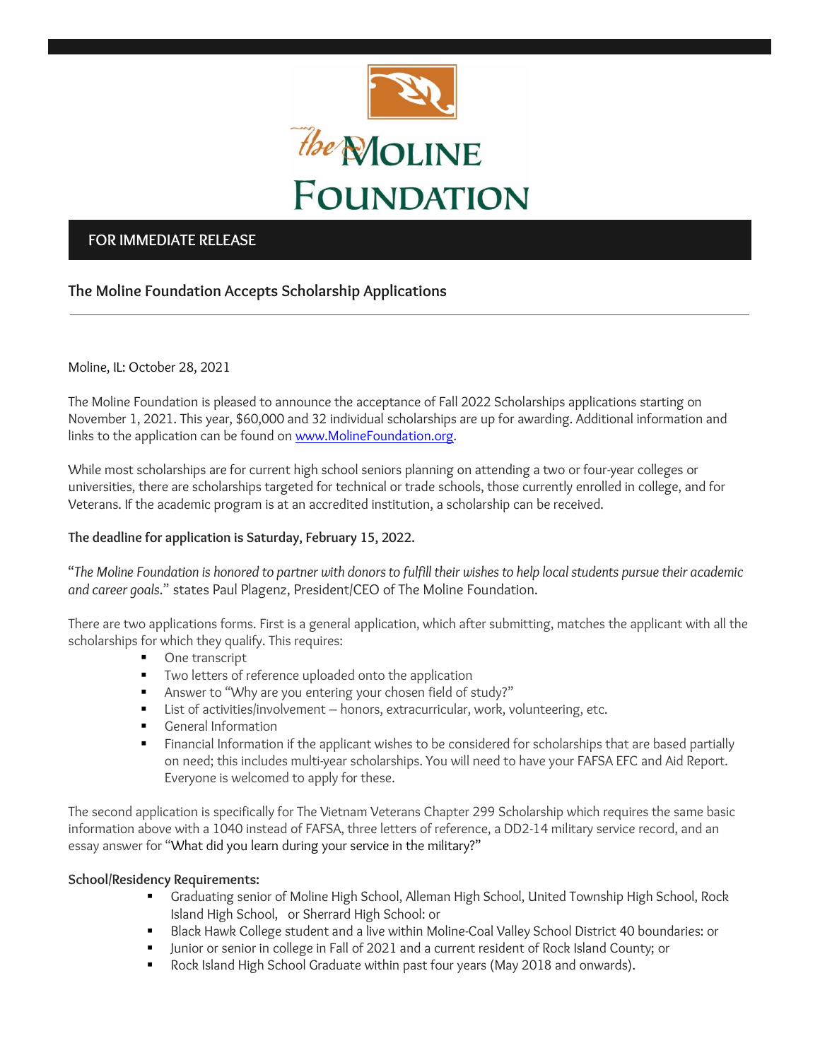# the Moline Foundation

**FOR IMMEDIATE RELEASE**

## The Moline Foundation Accepts Scholarship Applications

Moline, IL: October 28, 2021

The Moline Foundation is pleased to announce the acceptance of Fall 2022 Scholarships applications starting on November 1, 2021. This year, $60,000 and 32 individual scholarships are up for awarding. Additional information and links to the application can be found on [www.MolineFoundation.org](http://www.MolineFoundation.org).

While most scholarships are for current high school seniors planning on attending a two or four-year colleges or universities, there are scholarships targeted for technical or trade schools, those currently enrolled in college, and for Veterans. If the academic program is at an accredited institution, a scholarship can be received.

**The deadline for application is Saturday, February 15, 2022.**

"*The Moline Foundation is honored to partner with donors to fulfill their wishes to help local students pursue their academic and career goals*." states Paul Plagenz, President/CEO of The Moline Foundation.

There are two applications forms. First is a general application, which after submitting, matches the applicant with all the scholarships for which they qualify. This requires:

- One transcript
- Two letters of reference uploaded onto the application
- Answer to "Why are you entering your chosen field of study?"
- List of activities/involvement – honors, extracurricular, work, volunteering, etc.
- General Information
- Financial Information if the applicant wishes to be considered for scholarships that are based partially on need; this includes multi-year scholarships. You will need to have your FAFSA EFC and Aid Report. Everyone is welcomed to apply for these.

The second application is specifically for The Vietnam Veterans Chapter 299 Scholarship which requires the same basic information above with a 1040 instead of FAFSA, three letters of reference, a DD2-14 military service record, and an essay answer for "What did you learn during your service in the military?"

**School/Residency Requirements:**

- Graduating senior of Moline High School, Alleman High School, United Township High School, Rock Island High School, or Sherrard High School: or
- Black Hawk College student and a live within Moline-Coal Valley School District 40 boundaries: or
- Junior or senior in college in Fall of 2021 and a current resident of Rock Island County; or
- Rock Island High School Graduate within past four years (May 2018 and onwards).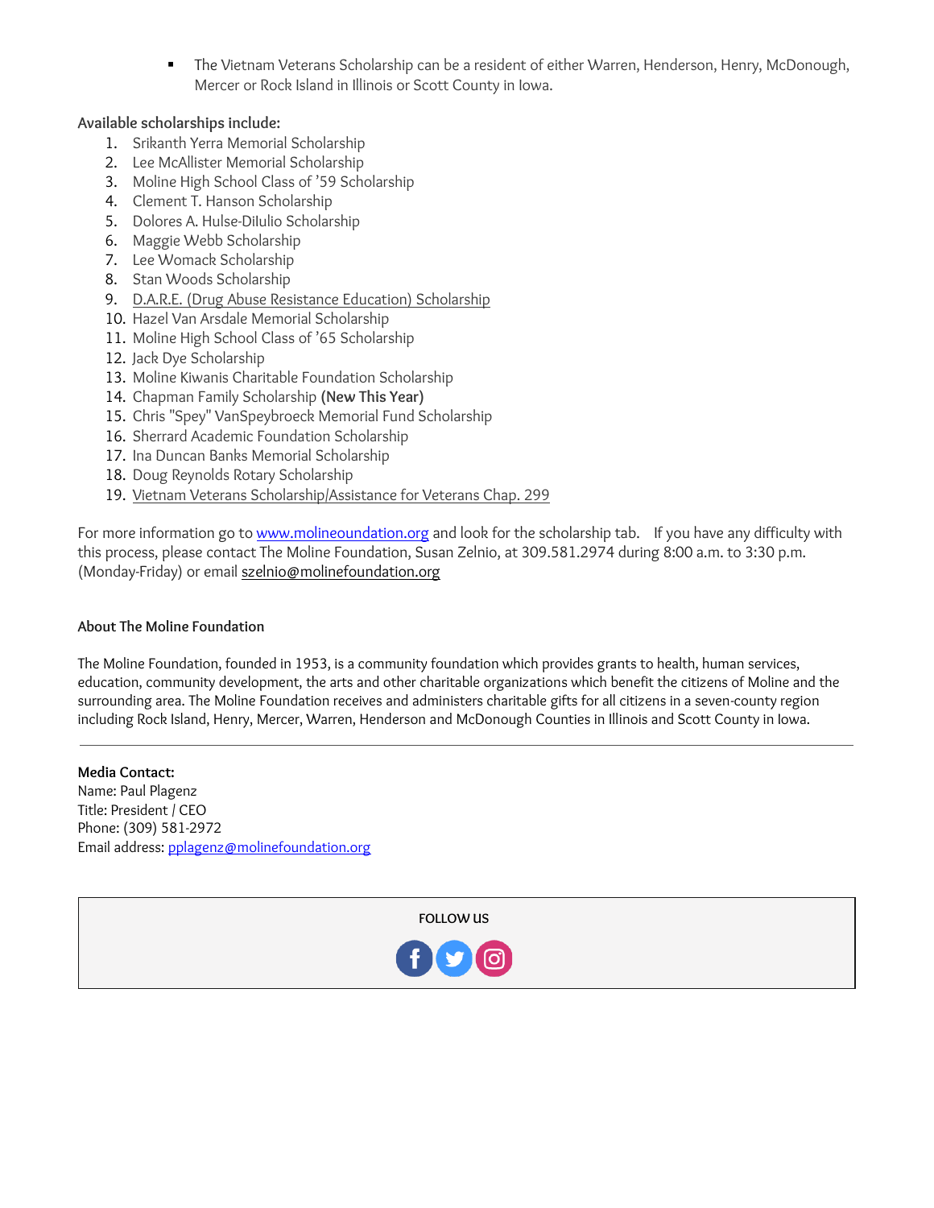- The Vietnam Veterans Scholarship can be a resident of either Warren, Henderson, Henry, McDonough, Mercer or Rock Island in Illinois or Scott County in Iowa.

Available scholarships include:

1. Srikanth Yerra Memorial Scholarship
2. Lee McAllister Memorial Scholarship
3. Moline High School Class of '59 Scholarship
4. Clement T. Hanson Scholarship
5. Dolores A. Hulse-DiIulio Scholarship
6. Maggie Webb Scholarship
7. Lee Womack Scholarship
8. Stan Woods Scholarship
9. D.A.R.E. (Drug Abuse Resistance Education) Scholarship
10. Hazel Van Arsdale Memorial Scholarship
11. Moline High School Class of '65 Scholarship
12. Jack Dye Scholarship
13. Moline Kiwanis Charitable Foundation Scholarship
14. Chapman Family Scholarship **(New This Year)**
15. Chris "Spey" VanSpeybroeck Memorial Fund Scholarship
16. Sherrard Academic Foundation Scholarship
17. Ina Duncan Banks Memorial Scholarship
18. Doug Reynolds Rotary Scholarship
19. Vietnam Veterans Scholarship/Assistance for Veterans Chap. 299

For more information go to www.molineoundation.org and look for the scholarship tab. If you have any difficulty with this process, please contact The Moline Foundation, Susan Zelnio, at 309.581.2974 during 8:00 a.m. to 3:30 p.m. (Monday-Friday) or email szelnio@molinefoundation.org

About The Moline Foundation

The Moline Foundation, founded in 1953, is a community foundation which provides grants to health, human services, education, community development, the arts and other charitable organizations which benefit the citizens of Moline and the surrounding area. The Moline Foundation receives and administers charitable gifts for all citizens in a seven-county region including Rock Island, Henry, Mercer, Warren, Henderson and McDonough Counties in Illinois and Scott County in Iowa.

---

**Media Contact:**
Name: Paul Plagenz
Title: President / CEO
Phone: (309) 581-2972
Email address: pplagenz@molinefoundation.org

FOLLOW US